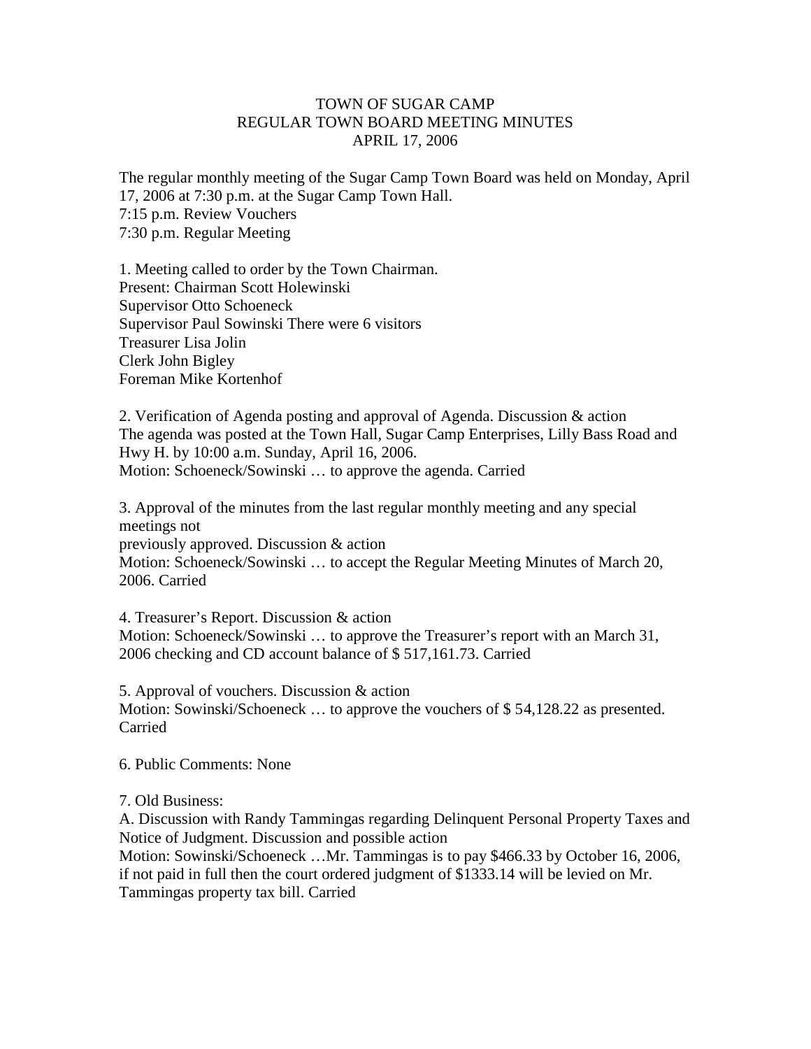# TOWN OF SUGAR CAMP
## REGULAR TOWN BOARD MEETING MINUTES
### APRIL 17, 2006

The regular monthly meeting of the Sugar Camp Town Board was held on Monday, April 17, 2006 at 7:30 p.m. at the Sugar Camp Town Hall.
7:15 p.m. Review Vouchers
7:30 p.m. Regular Meeting

1. Meeting called to order by the Town Chairman.
Present: Chairman Scott Holewinski
Supervisor Otto Schoeneck
Supervisor Paul Sowinski There were 6 visitors
Treasurer Lisa Jolin
Clerk John Bigley
Foreman Mike Kortenhof

2. Verification of Agenda posting and approval of Agenda. Discussion & action
The agenda was posted at the Town Hall, Sugar Camp Enterprises, Lilly Bass Road and Hwy H. by 10:00 a.m. Sunday, April 16, 2006.
Motion: Schoeneck/Sowinski … to approve the agenda. Carried

3. Approval of the minutes from the last regular monthly meeting and any special meetings not
previously approved. Discussion & action
Motion: Schoeneck/Sowinski … to accept the Regular Meeting Minutes of March 20, 2006. Carried

4. Treasurer's Report. Discussion & action
Motion: Schoeneck/Sowinski … to approve the Treasurer's report with an March 31, 2006 checking and CD account balance of $ 517,161.73. Carried

5. Approval of vouchers. Discussion & action
Motion: Sowinski/Schoeneck … to approve the vouchers of $ 54,128.22 as presented. Carried

6. Public Comments: None

7. Old Business:
A. Discussion with Randy Tammingas regarding Delinquent Personal Property Taxes and Notice of Judgment. Discussion and possible action
Motion: Sowinski/Schoeneck …Mr. Tammingas is to pay $466.33 by October 16, 2006, if not paid in full then the court ordered judgment of $1333.14 will be levied on Mr. Tammingas property tax bill. Carried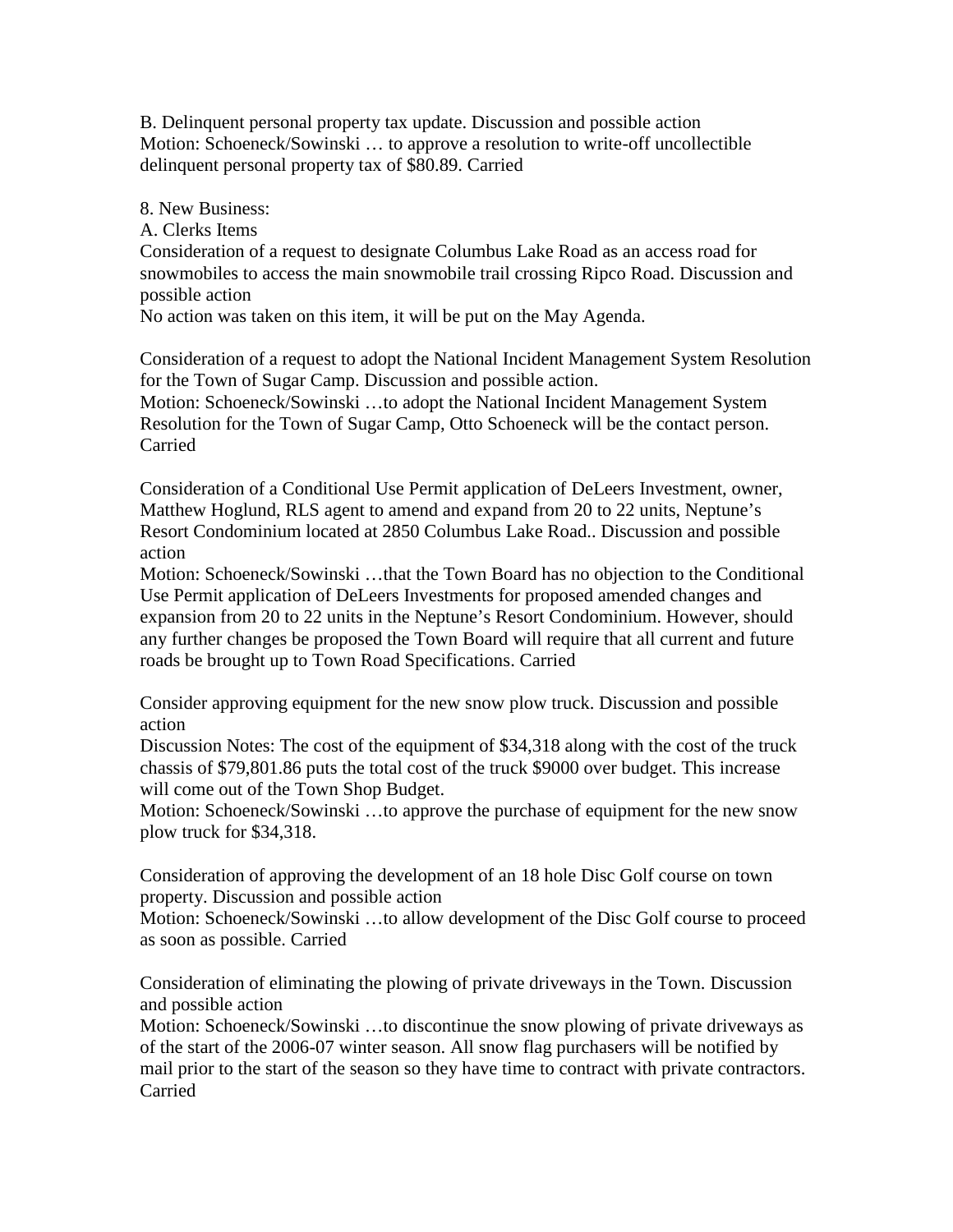B. Delinquent personal property tax update. Discussion and possible action
Motion: Schoeneck/Sowinski … to approve a resolution to write-off uncollectible delinquent personal property tax of $80.89. Carried

8. New Business:
A. Clerks Items
Consideration of a request to designate Columbus Lake Road as an access road for snowmobiles to access the main snowmobile trail crossing Ripco Road. Discussion and possible action
No action was taken on this item, it will be put on the May Agenda.

Consideration of a request to adopt the National Incident Management System Resolution for the Town of Sugar Camp. Discussion and possible action.
Motion: Schoeneck/Sowinski …to adopt the National Incident Management System Resolution for the Town of Sugar Camp, Otto Schoeneck will be the contact person. Carried

Consideration of a Conditional Use Permit application of DeLeers Investment, owner, Matthew Hoglund, RLS agent to amend and expand from 20 to 22 units, Neptune's Resort Condominium located at 2850 Columbus Lake Road.. Discussion and possible action
Motion: Schoeneck/Sowinski …that the Town Board has no objection to the Conditional Use Permit application of DeLeers Investments for proposed amended changes and expansion from 20 to 22 units in the Neptune's Resort Condominium. However, should any further changes be proposed the Town Board will require that all current and future roads be brought up to Town Road Specifications. Carried

Consider approving equipment for the new snow plow truck. Discussion and possible action
Discussion Notes: The cost of the equipment of $34,318 along with the cost of the truck chassis of $79,801.86 puts the total cost of the truck $9000 over budget. This increase will come out of the Town Shop Budget.
Motion: Schoeneck/Sowinski …to approve the purchase of equipment for the new snow plow truck for $34,318.

Consideration of approving the development of an 18 hole Disc Golf course on town property. Discussion and possible action
Motion: Schoeneck/Sowinski …to allow development of the Disc Golf course to proceed as soon as possible. Carried

Consideration of eliminating the plowing of private driveways in the Town. Discussion and possible action
Motion: Schoeneck/Sowinski …to discontinue the snow plowing of private driveways as of the start of the 2006-07 winter season. All snow flag purchasers will be notified by mail prior to the start of the season so they have time to contract with private contractors. Carried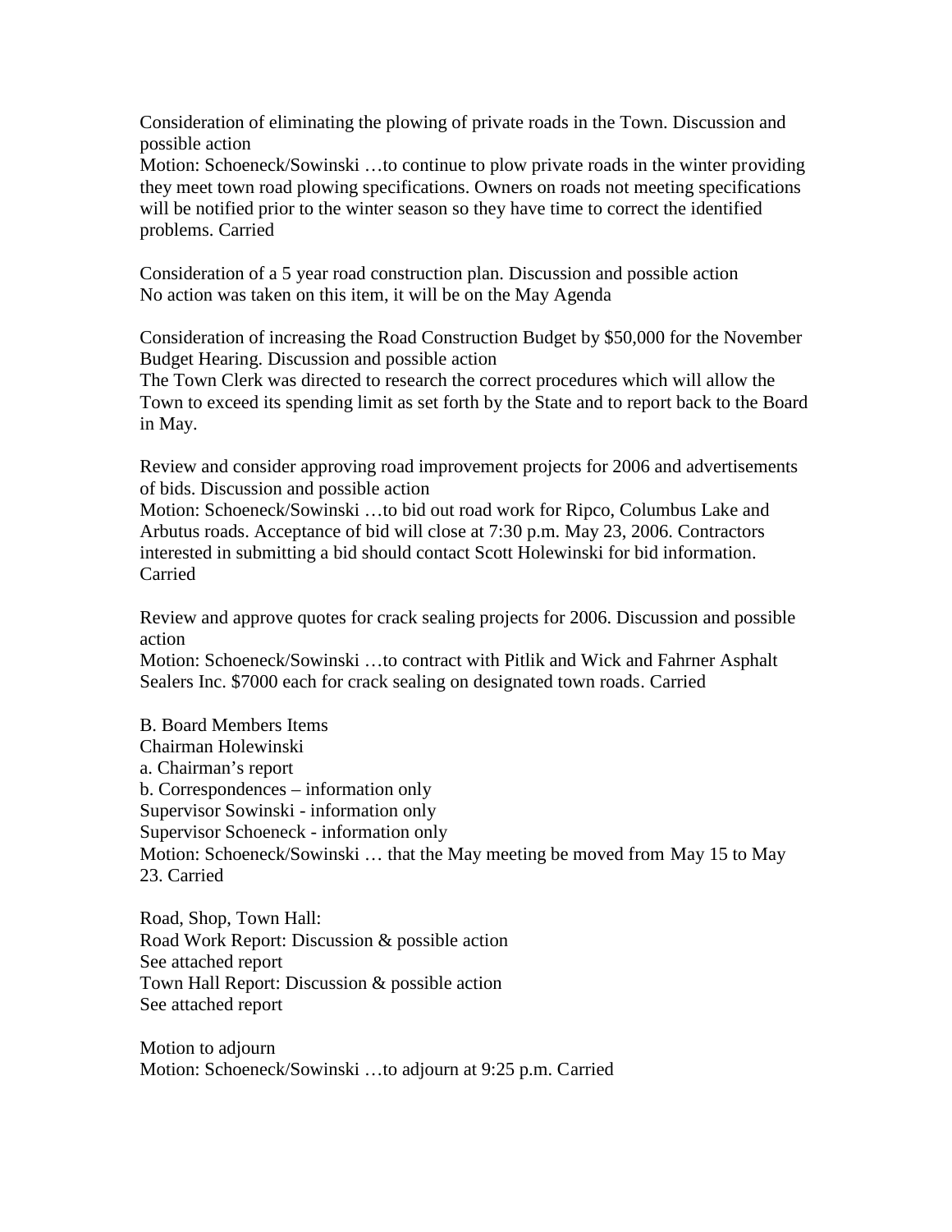Consideration of eliminating the plowing of private roads in the Town. Discussion and possible action
Motion: Schoeneck/Sowinski …to continue to plow private roads in the winter providing they meet town road plowing specifications. Owners on roads not meeting specifications will be notified prior to the winter season so they have time to correct the identified problems. Carried

Consideration of a 5 year road construction plan. Discussion and possible action
No action was taken on this item, it will be on the May Agenda

Consideration of increasing the Road Construction Budget by $50,000 for the November Budget Hearing. Discussion and possible action
The Town Clerk was directed to research the correct procedures which will allow the Town to exceed its spending limit as set forth by the State and to report back to the Board in May.

Review and consider approving road improvement projects for 2006 and advertisements of bids. Discussion and possible action
Motion: Schoeneck/Sowinski …to bid out road work for Ripco, Columbus Lake and Arbutus roads. Acceptance of bid will close at 7:30 p.m. May 23, 2006. Contractors interested in submitting a bid should contact Scott Holewinski for bid information. Carried

Review and approve quotes for crack sealing projects for 2006. Discussion and possible action
Motion: Schoeneck/Sowinski …to contract with Pitlik and Wick and Fahrner Asphalt Sealers Inc. $7000 each for crack sealing on designated town roads. Carried

B. Board Members Items
Chairman Holewinski
a. Chairman's report
b. Correspondences – information only
Supervisor Sowinski - information only
Supervisor Schoeneck - information only
Motion: Schoeneck/Sowinski … that the May meeting be moved from May 15 to May 23. Carried

Road, Shop, Town Hall:
Road Work Report: Discussion & possible action
See attached report
Town Hall Report: Discussion & possible action
See attached report

Motion to adjourn
Motion: Schoeneck/Sowinski …to adjourn at 9:25 p.m. Carried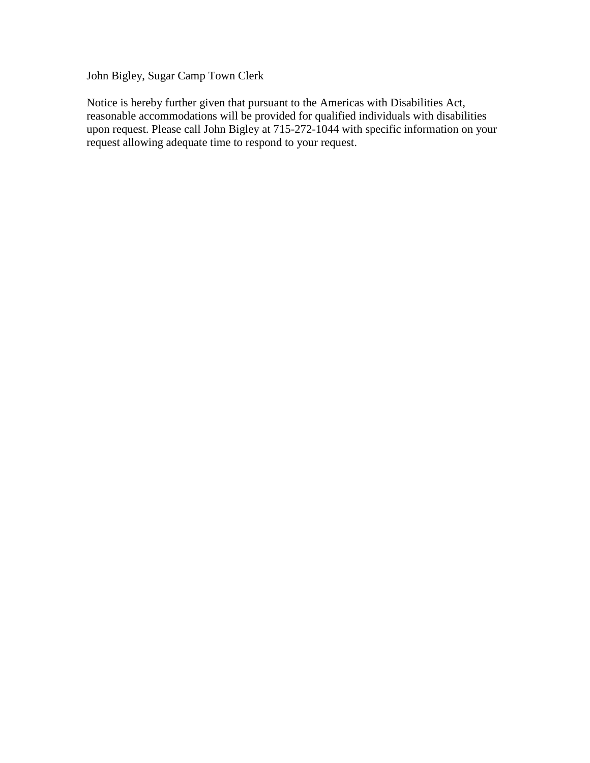John Bigley, Sugar Camp Town Clerk

Notice is hereby further given that pursuant to the Americas with Disabilities Act, reasonable accommodations will be provided for qualified individuals with disabilities upon request. Please call John Bigley at 715-272-1044 with specific information on your request allowing adequate time to respond to your request.